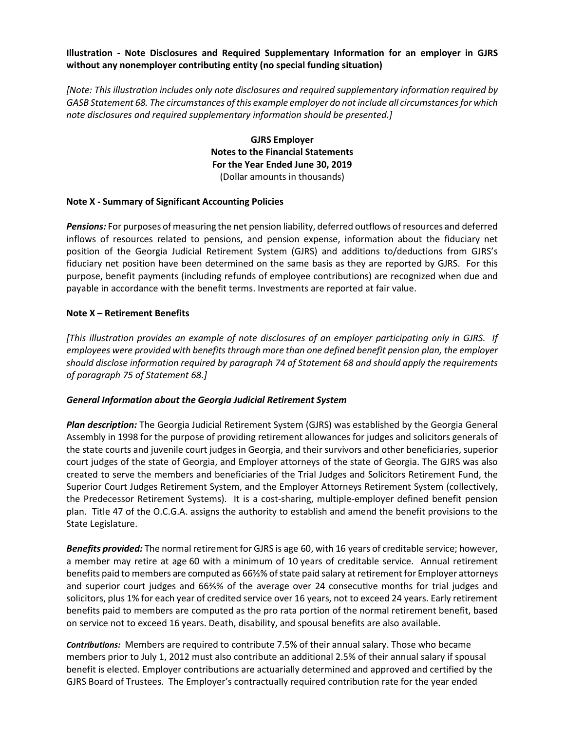**Illustration - Note Disclosures and Required Supplementary Information for an employer in GJRS without any nonemployer contributing entity (no special funding situation)**

*[Note: This illustration includes only note disclosures and required supplementary information required by GASB Statement 68. The circumstances of this example employer do not include all circumstances for which note disclosures and required supplementary information should be presented.]*

**GJRS Employer**
**Notes to the Financial Statements**
**For the Year Ended June 30, 2019**
(Dollar amounts in thousands)

**Note X - Summary of Significant Accounting Policies**

***Pensions:*** For purposes of measuring the net pension liability, deferred outflows of resources and deferred inflows of resources related to pensions, and pension expense, information about the fiduciary net position of the Georgia Judicial Retirement System (GJRS) and additions to/deductions from GJRS's fiduciary net position have been determined on the same basis as they are reported by GJRS. For this purpose, benefit payments (including refunds of employee contributions) are recognized when due and payable in accordance with the benefit terms. Investments are reported at fair value.

**Note X – Retirement Benefits**

*[This illustration provides an example of note disclosures of an employer participating only in GJRS. If employees were provided with benefits through more than one defined benefit pension plan, the employer should disclose information required by paragraph 74 of Statement 68 and should apply the requirements of paragraph 75 of Statement 68.]*

***General Information about the Georgia Judicial Retirement System***

***Plan description:*** The Georgia Judicial Retirement System (GJRS) was established by the Georgia General Assembly in 1998 for the purpose of providing retirement allowances for judges and solicitors generals of the state courts and juvenile court judges in Georgia, and their survivors and other beneficiaries, superior court judges of the state of Georgia, and Employer attorneys of the state of Georgia. The GJRS was also created to serve the members and beneficiaries of the Trial Judges and Solicitors Retirement Fund, the Superior Court Judges Retirement System, and the Employer Attorneys Retirement System (collectively, the Predecessor Retirement Systems). It is a cost-sharing, multiple-employer defined benefit pension plan. Title 47 of the O.C.G.A. assigns the authority to establish and amend the benefit provisions to the State Legislature.

***Benefits provided:*** The normal retirement for GJRS is age 60, with 16 years of creditable service; however, a member may retire at age 60 with a minimum of 10 years of creditable service. Annual retirement benefits paid to members are computed as 66⅔% of state paid salary at retirement for Employer attorneys and superior court judges and 66⅔% of the average over 24 consecutive months for trial judges and solicitors, plus 1% for each year of credited service over 16 years, not to exceed 24 years. Early retirement benefits paid to members are computed as the pro rata portion of the normal retirement benefit, based on service not to exceed 16 years. Death, disability, and spousal benefits are also available.

***Contributions:*** Members are required to contribute 7.5% of their annual salary. Those who became members prior to July 1, 2012 must also contribute an additional 2.5% of their annual salary if spousal benefit is elected. Employer contributions are actuarially determined and approved and certified by the GJRS Board of Trustees. The Employer's contractually required contribution rate for the year ended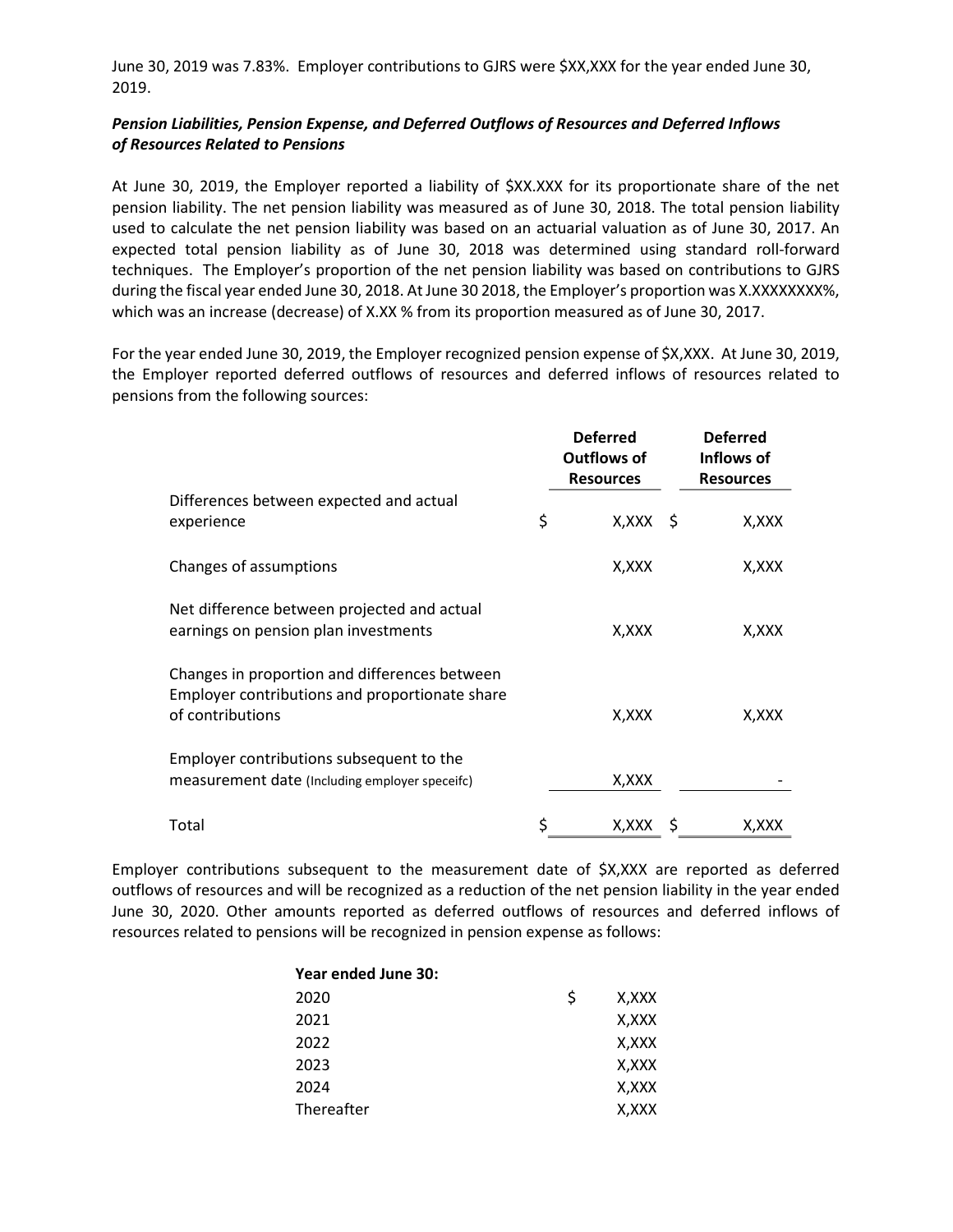June 30, 2019 was 7.83%. Employer contributions to GJRS were $XX,XXX for the year ended June 30, 2019.

***Pension Liabilities, Pension Expense, and Deferred Outflows of Resources and Deferred Inflows of Resources Related to Pensions***

At June 30, 2019, the Employer reported a liability of $XX.XXX for its proportionate share of the net pension liability. The net pension liability was measured as of June 30, 2018. The total pension liability used to calculate the net pension liability was based on an actuarial valuation as of June 30, 2017. An expected total pension liability as of June 30, 2018 was determined using standard roll-forward techniques. The Employer's proportion of the net pension liability was based on contributions to GJRS during the fiscal year ended June 30, 2018. At June 30 2018, the Employer's proportion was X.XXXXXXXX%, which was an increase (decrease) of X.XX % from its proportion measured as of June 30, 2017.

For the year ended June 30, 2019, the Employer recognized pension expense of $X,XXX. At June 30, 2019, the Employer reported deferred outflows of resources and deferred inflows of resources related to pensions from the following sources:

| | Deferred Outflows of Resources | Deferred Inflows of Resources |
|---|---|---|
| Differences between expected and actual experience | $ X,XXX | $ X,XXX |
| Changes of assumptions | X,XXX | X,XXX |
| Net difference between projected and actual earnings on pension plan investments | X,XXX | X,XXX |
| Changes in proportion and differences between Employer contributions and proportionate share of contributions | X,XXX | X,XXX |
| Employer contributions subsequent to the measurement date (Including employer speceifc) | X,XXX | - |
| Total | $ X,XXX | $ X,XXX |

Employer contributions subsequent to the measurement date of $X,XXX are reported as deferred outflows of resources and will be recognized as a reduction of the net pension liability in the year ended June 30, 2020. Other amounts reported as deferred outflows of resources and deferred inflows of resources related to pensions will be recognized in pension expense as follows:

| **Year ended June 30:** | |
|---|---|
| 2020 | $ X,XXX |
| 2021 | X,XXX |
| 2022 | X,XXX |
| 2023 | X,XXX |
| 2024 | X,XXX |
| Thereafter | X,XXX |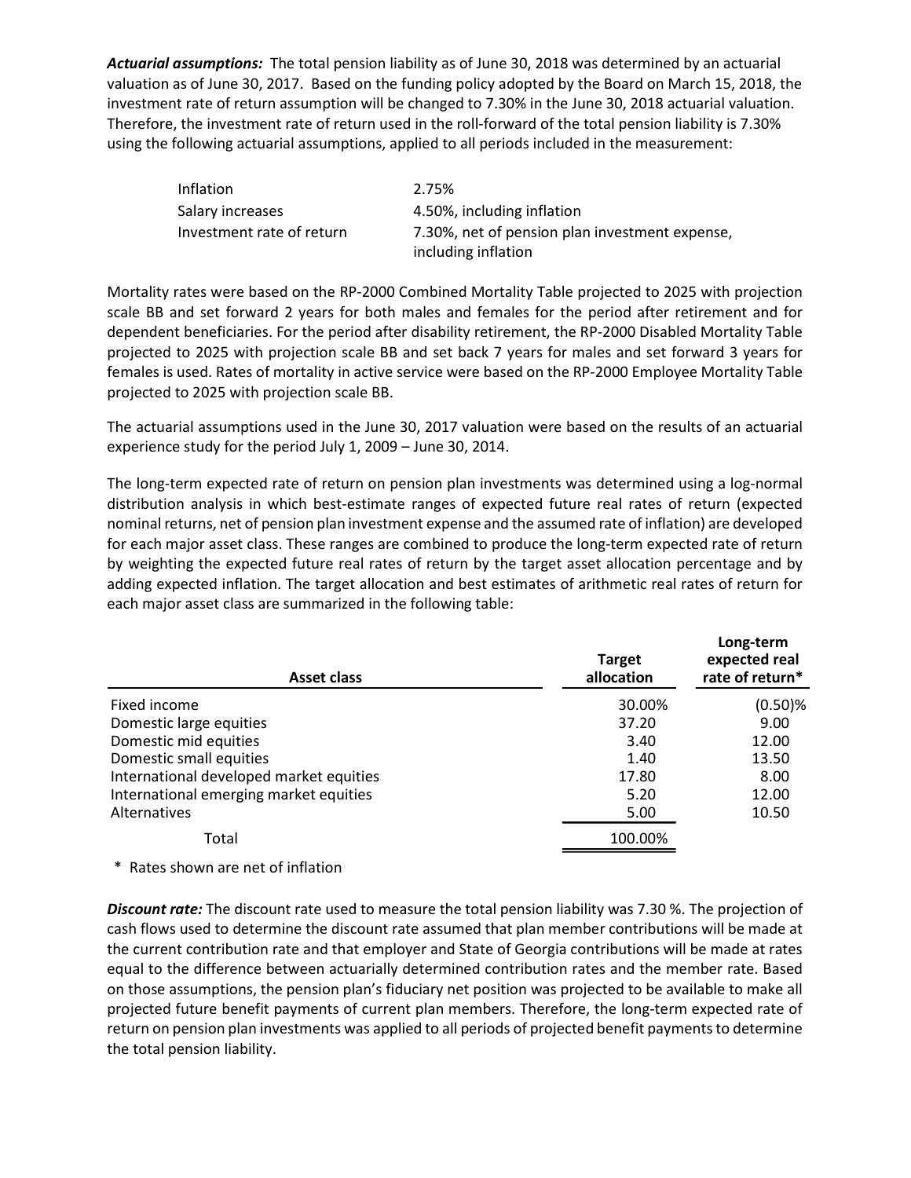***Actuarial assumptions:*** The total pension liability as of June 30, 2018 was determined by an actuarial valuation as of June 30, 2017. Based on the funding policy adopted by the Board on March 15, 2018, the investment rate of return assumption will be changed to 7.30% in the June 30, 2018 actuarial valuation. Therefore, the investment rate of return used in the roll-forward of the total pension liability is 7.30% using the following actuarial assumptions, applied to all periods included in the measurement:

| | |
|---|---|
| Inflation | 2.75% |
| Salary increases | 4.50%, including inflation |
| Investment rate of return | 7.30%, net of pension plan investment expense, including inflation |

Mortality rates were based on the RP-2000 Combined Mortality Table projected to 2025 with projection scale BB and set forward 2 years for both males and females for the period after retirement and for dependent beneficiaries. For the period after disability retirement, the RP-2000 Disabled Mortality Table projected to 2025 with projection scale BB and set back 7 years for males and set forward 3 years for females is used. Rates of mortality in active service were based on the RP-2000 Employee Mortality Table projected to 2025 with projection scale BB.

The actuarial assumptions used in the June 30, 2017 valuation were based on the results of an actuarial experience study for the period July 1, 2009 – June 30, 2014.

The long-term expected rate of return on pension plan investments was determined using a log-normal distribution analysis in which best-estimate ranges of expected future real rates of return (expected nominal returns, net of pension plan investment expense and the assumed rate of inflation) are developed for each major asset class. These ranges are combined to produce the long-term expected rate of return by weighting the expected future real rates of return by the target asset allocation percentage and by adding expected inflation. The target allocation and best estimates of arithmetic real rates of return for each major asset class are summarized in the following table:

| Asset class | Target allocation | Long-term expected real rate of return* |
|---|---|---|
| Fixed income | 30.00% | (0.50)% |
| Domestic large equities | 37.20 | 9.00 |
| Domestic mid equities | 3.40 | 12.00 |
| Domestic small equities | 1.40 | 13.50 |
| International developed market equities | 17.80 | 8.00 |
| International emerging market equities | 5.20 | 12.00 |
| Alternatives | 5.00 | 10.50 |
| Total | 100.00% | |

\* Rates shown are net of inflation

***Discount rate:*** The discount rate used to measure the total pension liability was 7.30 %. The projection of cash flows used to determine the discount rate assumed that plan member contributions will be made at the current contribution rate and that employer and State of Georgia contributions will be made at rates equal to the difference between actuarially determined contribution rates and the member rate. Based on those assumptions, the pension plan's fiduciary net position was projected to be available to make all projected future benefit payments of current plan members. Therefore, the long-term expected rate of return on pension plan investments was applied to all periods of projected benefit payments to determine the total pension liability.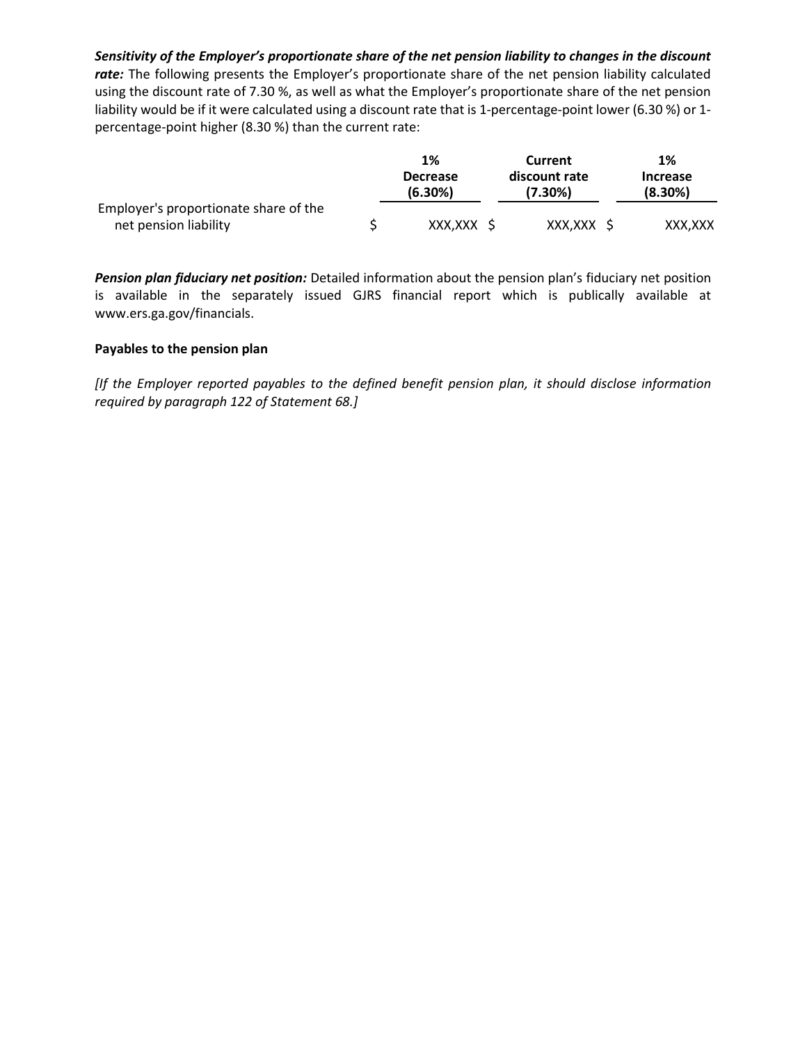***Sensitivity of the Employer's proportionate share of the net pension liability to changes in the discount rate:*** The following presents the Employer's proportionate share of the net pension liability calculated using the discount rate of 7.30 %, as well as what the Employer's proportionate share of the net pension liability would be if it were calculated using a discount rate that is 1-percentage-point lower (6.30 %) or 1-percentage-point higher (8.30 %) than the current rate:

| | 1% Decrease (6.30%) | Current discount rate (7.30%) | 1% Increase (8.30%) |
|---|---|---|---|
| Employer's proportionate share of the net pension liability | $ XXX,XXX | $ XXX,XXX | $ XXX,XXX |

***Pension plan fiduciary net position:*** Detailed information about the pension plan's fiduciary net position is available in the separately issued GJRS financial report which is publically available at www.ers.ga.gov/financials.

**Payables to the pension plan**

*[If the Employer reported payables to the defined benefit pension plan, it should disclose information required by paragraph 122 of Statement 68.]*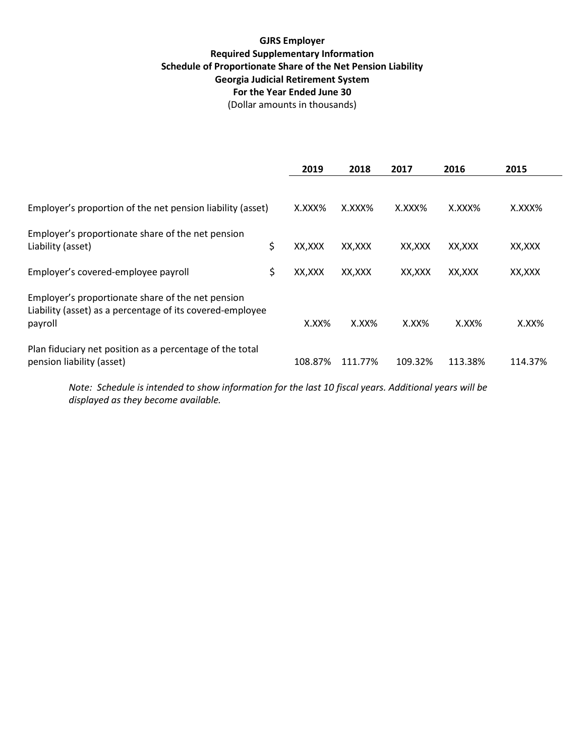**GJRS Employer**
**Required Supplementary Information**
**Schedule of Proportionate Share of the Net Pension Liability**
**Georgia Judicial Retirement System**
**For the Year Ended June 30**
(Dollar amounts in thousands)

| | | 2019 | 2018 | 2017 | 2016 | 2015 |
|---|---|---|---|---|---|---|
| Employer's proportion of the net pension liability (asset) | | X.XXX% | X.XXX% | X.XXX% | X.XXX% | X.XXX% |
| Employer's proportionate share of the net pension Liability (asset) | $ | XX,XXX | XX,XXX | XX,XXX | XX,XXX | XX,XXX |
| Employer's covered-employee payroll | $ | XX,XXX | XX,XXX | XX,XXX | XX,XXX | XX,XXX |
| Employer's proportionate share of the net pension Liability (asset) as a percentage of its covered-employee payroll | | X.XX% | X.XX% | X.XX% | X.XX% | X.XX% |
| Plan fiduciary net position as a percentage of the total pension liability (asset) | | 108.87% | 111.77% | 109.32% | 113.38% | 114.37% |

*Note: Schedule is intended to show information for the last 10 fiscal years. Additional years will be displayed as they become available.*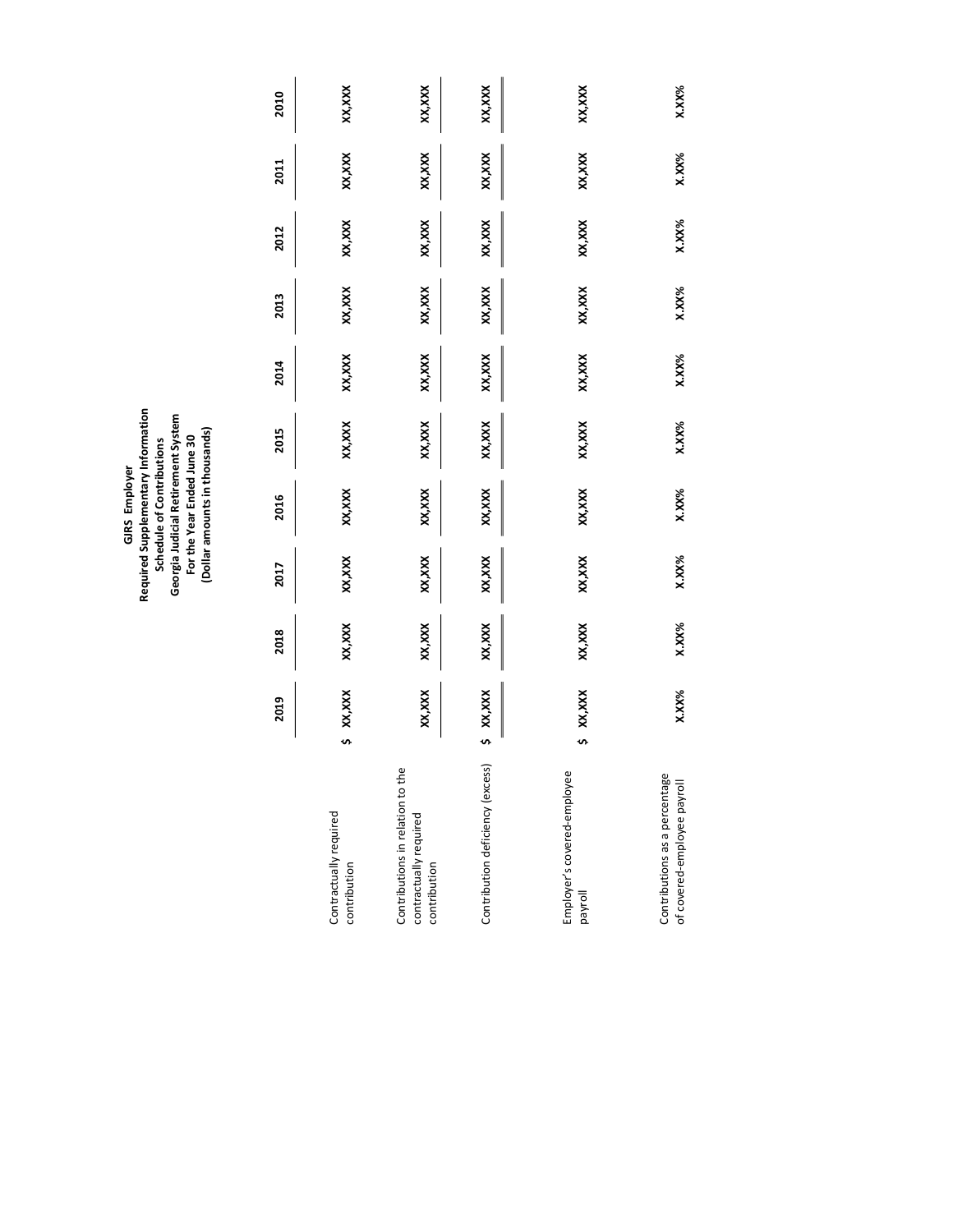**GJRS Employer**
**Required Supplementary Information**
**Schedule of Contributions**
**Georgia Judicial Retirement System**
**For the Year Ended June 30**
**(Dollar amounts in thousands)**

| | 2019 | 2018 | 2017 | 2016 | 2015 | 2014 | 2013 | 2012 | 2011 | 2010 |
|---|---|---|---|---|---|---|---|---|---|---|
| Contractually required contribution | $ XX,XXX | XX,XXX | XX,XXX | XX,XXX | XX,XXX | XX,XXX | XX,XXX | XX,XXX | XX,XXX | XX,XXX |
| Contributions in relation to the contractually required contribution | XX,XXX | XX,XXX | XX,XXX | XX,XXX | XX,XXX | XX,XXX | XX,XXX | XX,XXX | XX,XXX | XX,XXX |
| Contribution deficiency (excess) | $ XX,XXX | XX,XXX | XX,XXX | XX,XXX | XX,XXX | XX,XXX | XX,XXX | XX,XXX | XX,XXX | XX,XXX |
| Employer's covered-employee payroll | $ XX,XXX | XX,XXX | XX,XXX | XX,XXX | XX,XXX | XX,XXX | XX,XXX | XX,XXX | XX,XXX | XX,XXX |
| Contributions as a percentage of covered-employee payroll | X.XX% | X.XX% | X.XX% | X.XX% | X.XX% | X.XX% | X.XX% | X.XX% | X.XX% | X.XX% |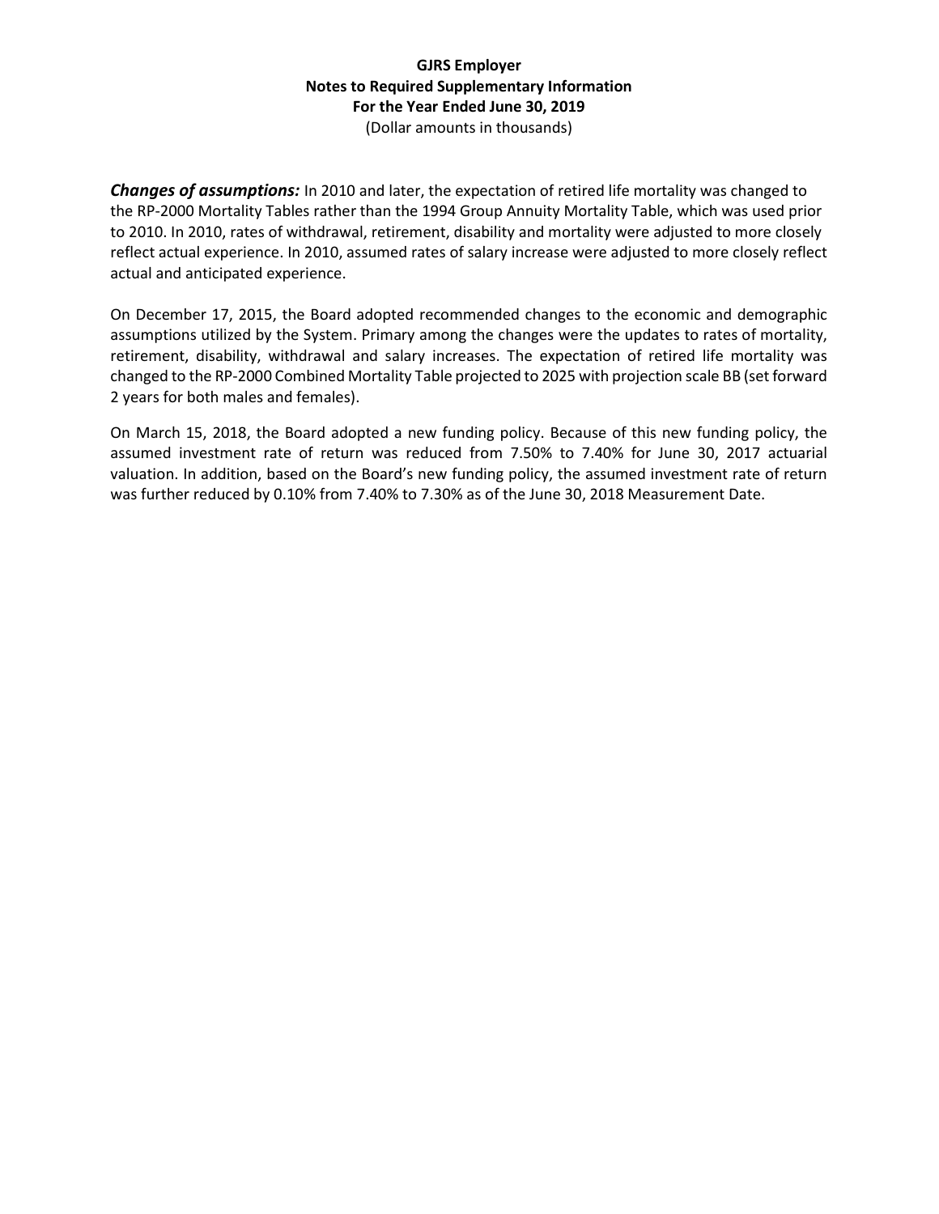**GJRS Employer**
**Notes to Required Supplementary Information**
**For the Year Ended June 30, 2019**
(Dollar amounts in thousands)

***Changes of assumptions:*** In 2010 and later, the expectation of retired life mortality was changed to the RP-2000 Mortality Tables rather than the 1994 Group Annuity Mortality Table, which was used prior to 2010. In 2010, rates of withdrawal, retirement, disability and mortality were adjusted to more closely reflect actual experience. In 2010, assumed rates of salary increase were adjusted to more closely reflect actual and anticipated experience.

On December 17, 2015, the Board adopted recommended changes to the economic and demographic assumptions utilized by the System. Primary among the changes were the updates to rates of mortality, retirement, disability, withdrawal and salary increases. The expectation of retired life mortality was changed to the RP-2000 Combined Mortality Table projected to 2025 with projection scale BB (set forward 2 years for both males and females).

On March 15, 2018, the Board adopted a new funding policy. Because of this new funding policy, the assumed investment rate of return was reduced from 7.50% to 7.40% for June 30, 2017 actuarial valuation. In addition, based on the Board's new funding policy, the assumed investment rate of return was further reduced by 0.10% from 7.40% to 7.30% as of the June 30, 2018 Measurement Date.